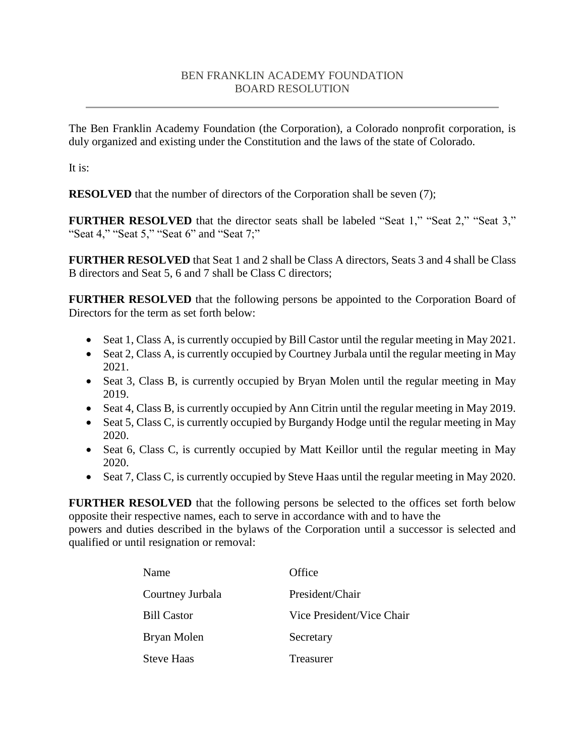# BEN FRANKLIN ACADEMY FOUNDATION
## BOARD RESOLUTION

---

The Ben Franklin Academy Foundation (the Corporation), a Colorado nonprofit corporation, is duly organized and existing under the Constitution and the laws of the state of Colorado.

It is:

**RESOLVED** that the number of directors of the Corporation shall be seven (7);

**FURTHER RESOLVED** that the director seats shall be labeled "Seat 1," "Seat 2," "Seat 3," "Seat 4," "Seat 5," "Seat 6" and "Seat 7;"

**FURTHER RESOLVED** that Seat 1 and 2 shall be Class A directors, Seats 3 and 4 shall be Class B directors and Seat 5, 6 and 7 shall be Class C directors;

**FURTHER RESOLVED** that the following persons be appointed to the Corporation Board of Directors for the term as set forth below:

- Seat 1, Class A, is currently occupied by Bill Castor until the regular meeting in May 2021.
- Seat 2, Class A, is currently occupied by Courtney Jurbala until the regular meeting in May 2021.
- Seat 3, Class B, is currently occupied by Bryan Molen until the regular meeting in May 2019.
- Seat 4, Class B, is currently occupied by Ann Citrin until the regular meeting in May 2019.
- Seat 5, Class C, is currently occupied by Burgandy Hodge until the regular meeting in May 2020.
- Seat 6, Class C, is currently occupied by Matt Keillor until the regular meeting in May 2020.
- Seat 7, Class C, is currently occupied by Steve Haas until the regular meeting in May 2020.

**FURTHER RESOLVED** that the following persons be selected to the offices set forth below opposite their respective names, each to serve in accordance with and to have the powers and duties described in the bylaws of the Corporation until a successor is selected and qualified or until resignation or removal:

| Name | Office |
| --- | --- |
| Courtney Jurbala | President/Chair |
| Bill Castor | Vice President/Vice Chair |
| Bryan Molen | Secretary |
| Steve Haas | Treasurer |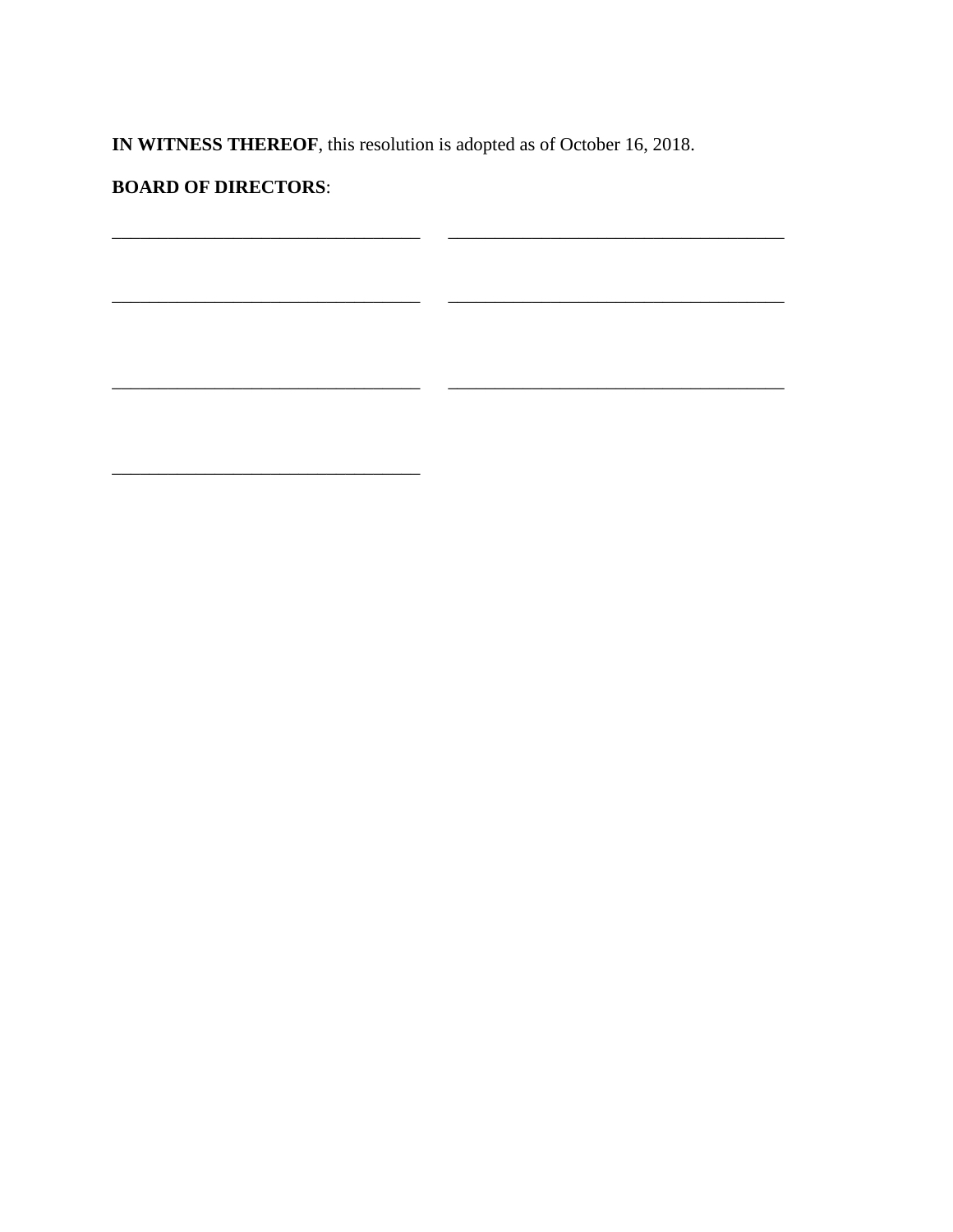**IN WITNESS THEREOF**, this resolution is adopted as of October 16, 2018.

**BOARD OF DIRECTORS**:

\_\_\_\_\_\_\_\_\_\_\_\_\_\_\_\_\_\_\_\_\_\_\_\_\_\_\_\_\_\_\_\_\_\_\_ \_\_\_\_\_\_\_\_\_\_\_\_\_\_\_\_\_\_\_\_\_\_\_\_\_\_\_\_\_\_\_\_\_\_\_\_\_

\_\_\_\_\_\_\_\_\_\_\_\_\_\_\_\_\_\_\_\_\_\_\_\_\_\_\_\_\_\_\_\_\_\_\_ \_\_\_\_\_\_\_\_\_\_\_\_\_\_\_\_\_\_\_\_\_\_\_\_\_\_\_\_\_\_\_\_\_\_\_\_\_

\_\_\_\_\_\_\_\_\_\_\_\_\_\_\_\_\_\_\_\_\_\_\_\_\_\_\_\_\_\_\_\_\_\_\_ \_\_\_\_\_\_\_\_\_\_\_\_\_\_\_\_\_\_\_\_\_\_\_\_\_\_\_\_\_\_\_\_\_\_\_\_\_

\_\_\_\_\_\_\_\_\_\_\_\_\_\_\_\_\_\_\_\_\_\_\_\_\_\_\_\_\_\_\_\_\_\_\_